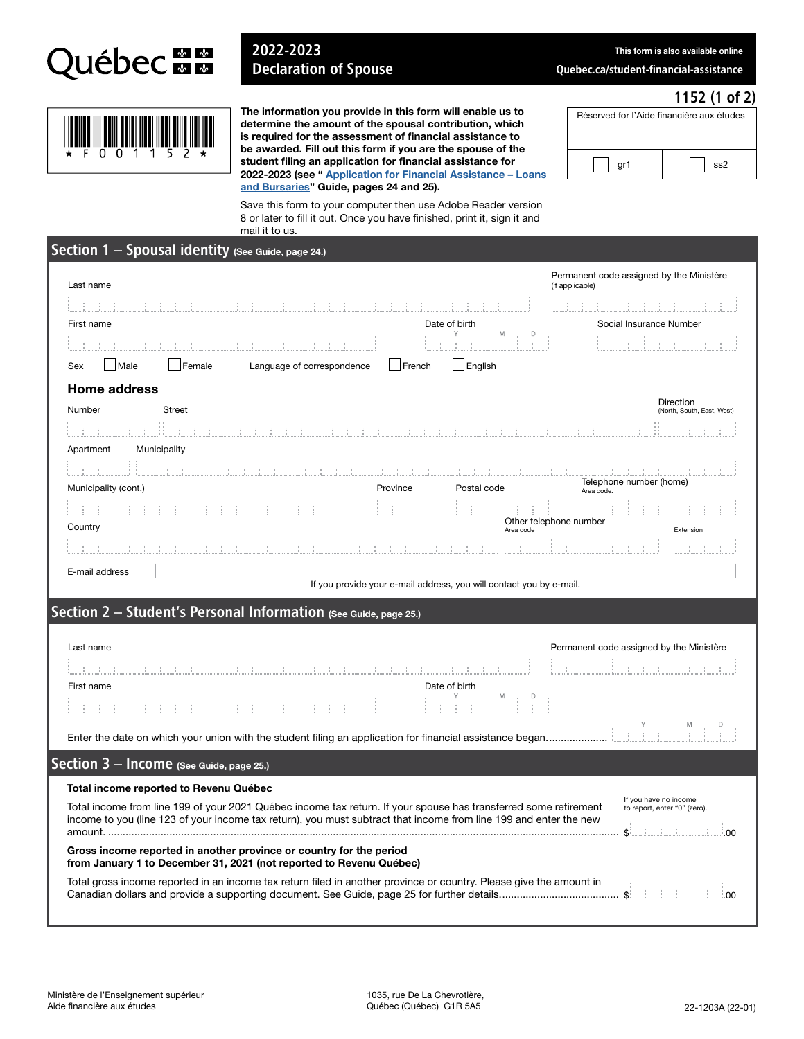Québec

# 2022-2023 Declaration of Spouse

This form is also available online
Quebec.ca/student-financial-assistance

1152 (1 of 2)

\* F 0 0 1 1 5 2 \*

**The information you provide in this form will enable us to determine the amount of the spousal contribution, which is required for the assessment of financial assistance to be awarded. Fill out this form if you are the spouse of the student filing an application for financial assistance for 2022-2023 (see "Application for Financial Assistance – Loans and Bursaries" Guide, pages 24 and 25).**

Save this form to your computer then use Adobe Reader version 8 or later to fill it out. Once you have finished, print it, sign it and mail it to us.

Réserved for l'Aide financière aux études

☐ gr1 ☐ ss2

## Section 1 – Spousal identity (See Guide, page 24.)

Last name

Permanent code assigned by the Ministère (if applicable)

First name

Date of birth (Y M D)

Social Insurance Number

Sex ☐ Male ☐ Female Language of correspondence ☐ French ☐ English

### Home address

Number Street Direction (North, South, East, West)

Apartment Municipality

Municipality (cont.) Province Postal code Telephone number (home) Area code.

Country Other telephone number Area code Extension

E-mail address

If you provide your e-mail address, you will contact you by e-mail.

## Section 2 – Student's Personal Information (See Guide, page 25.)

Last name

Permanent code assigned by the Ministère

First name

Date of birth (Y M D)

Enter the date on which your union with the student filing an application for financial assistance began.................... (Y M D)

## Section 3 – Income (See Guide, page 25.)

**Total income reported to Revenu Québec**

Total income from line 199 of your 2021 Québec income tax return. If your spouse has transferred some retirement income to you (line 123 of your income tax return), you must subtract that income from line 199 and enter the new amount. ............ $ .00

If you have no income to report, enter "0" (zero).

**Gross income reported in another province or country for the period from January 1 to December 31, 2021 (not reported to Revenu Québec)**

Total gross income reported in an income tax return filed in another province or country. Please give the amount in Canadian dollars and provide a supporting document. See Guide, page 25 for further details........................................ $ .00

Ministère de l'Enseignement supérieur
Aide financière aux études

1035, rue De La Chevrotière,
Québec (Québec) G1R 5A5

22-1203A (22-01)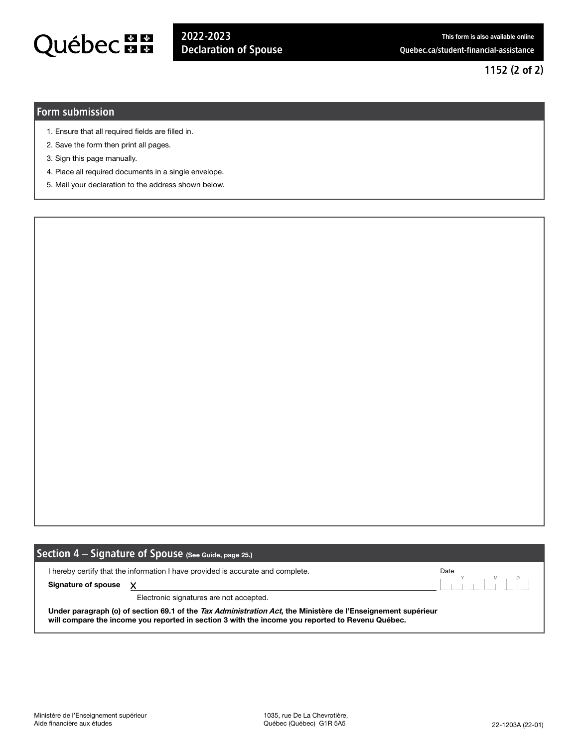## Form submission

1. Ensure that all required fields are filled in.
2. Save the form then print all pages.
3. Sign this page manually.
4. Place all required documents in a single envelope.
5. Mail your declaration to the address shown below.

## Section 4 – Signature of Spouse (See Guide, page 25.)

I hereby certify that the information I have provided is accurate and complete.

**Signature of spouse** X ______________________

Electronic signatures are not accepted.

Date Y M D

**Under paragraph (o) of section 69.1 of the *Tax Administration Act*, the Ministère de l'Enseignement supérieur will compare the income you reported in section 3 with the income you reported to Revenu Québec.**

Ministère de l'Enseignement supérieur
Aide financière aux études

1035, rue De La Chevrotière,
Québec (Québec) G1R 5A5

22-1203A (22-01)